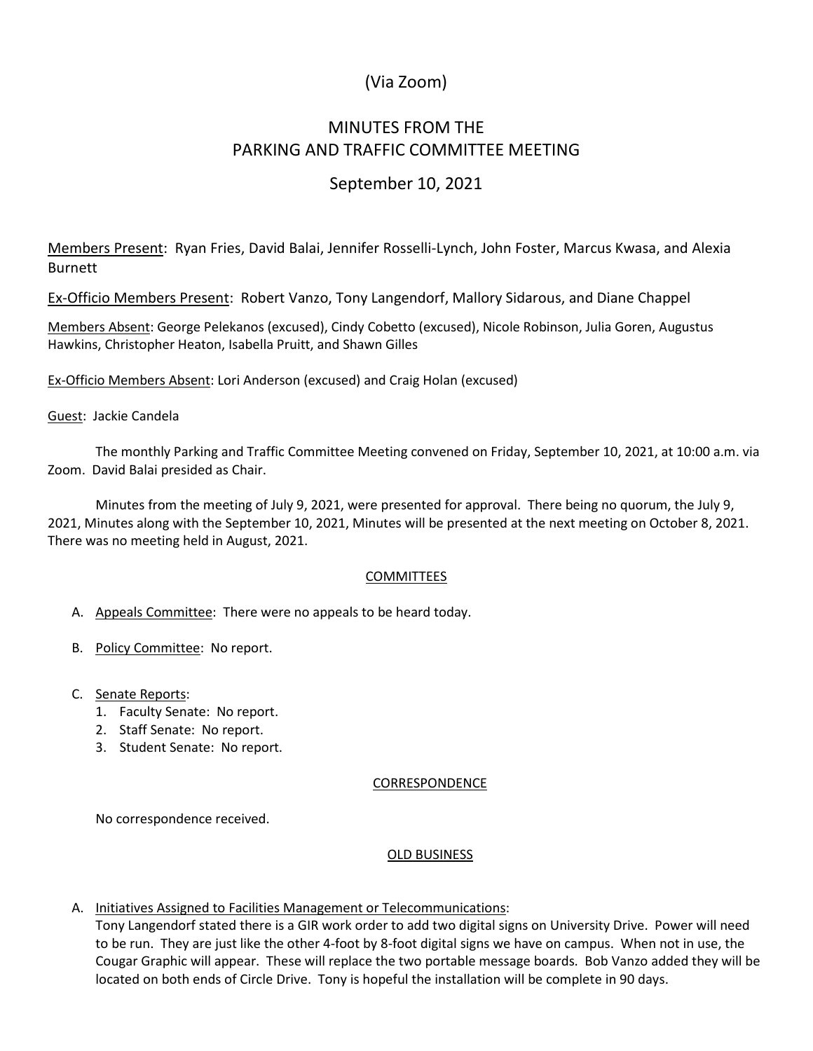(Via Zoom)

# MINUTES FROM THE PARKING AND TRAFFIC COMMITTEE MEETING

## September 10, 2021

Members Present: Ryan Fries, David Balai, Jennifer Rosselli-Lynch, John Foster, Marcus Kwasa, and Alexia Burnett

Ex-Officio Members Present: Robert Vanzo, Tony Langendorf, Mallory Sidarous, and Diane Chappel

Members Absent: George Pelekanos (excused), Cindy Cobetto (excused), Nicole Robinson, Julia Goren, Augustus Hawkins, Christopher Heaton, Isabella Pruitt, and Shawn Gilles

Ex-Officio Members Absent: Lori Anderson (excused) and Craig Holan (excused)

Guest: Jackie Candela

The monthly Parking and Traffic Committee Meeting convened on Friday, September 10, 2021, at 10:00 a.m. via Zoom. David Balai presided as Chair.

Minutes from the meeting of July 9, 2021, were presented for approval. There being no quorum, the July 9, 2021, Minutes along with the September 10, 2021, Minutes will be presented at the next meeting on October 8, 2021. There was no meeting held in August, 2021.

### COMMITTEES

A. Appeals Committee: There were no appeals to be heard today.

B. Policy Committee: No report.

C. Senate Reports:
   1. Faculty Senate: No report.
   2. Staff Senate: No report.
   3. Student Senate: No report.

### CORRESPONDENCE

No correspondence received.

### OLD BUSINESS

A. Initiatives Assigned to Facilities Management or Telecommunications:
   Tony Langendorf stated there is a GIR work order to add two digital signs on University Drive. Power will need to be run. They are just like the other 4-foot by 8-foot digital signs we have on campus. When not in use, the Cougar Graphic will appear. These will replace the two portable message boards. Bob Vanzo added they will be located on both ends of Circle Drive. Tony is hopeful the installation will be complete in 90 days.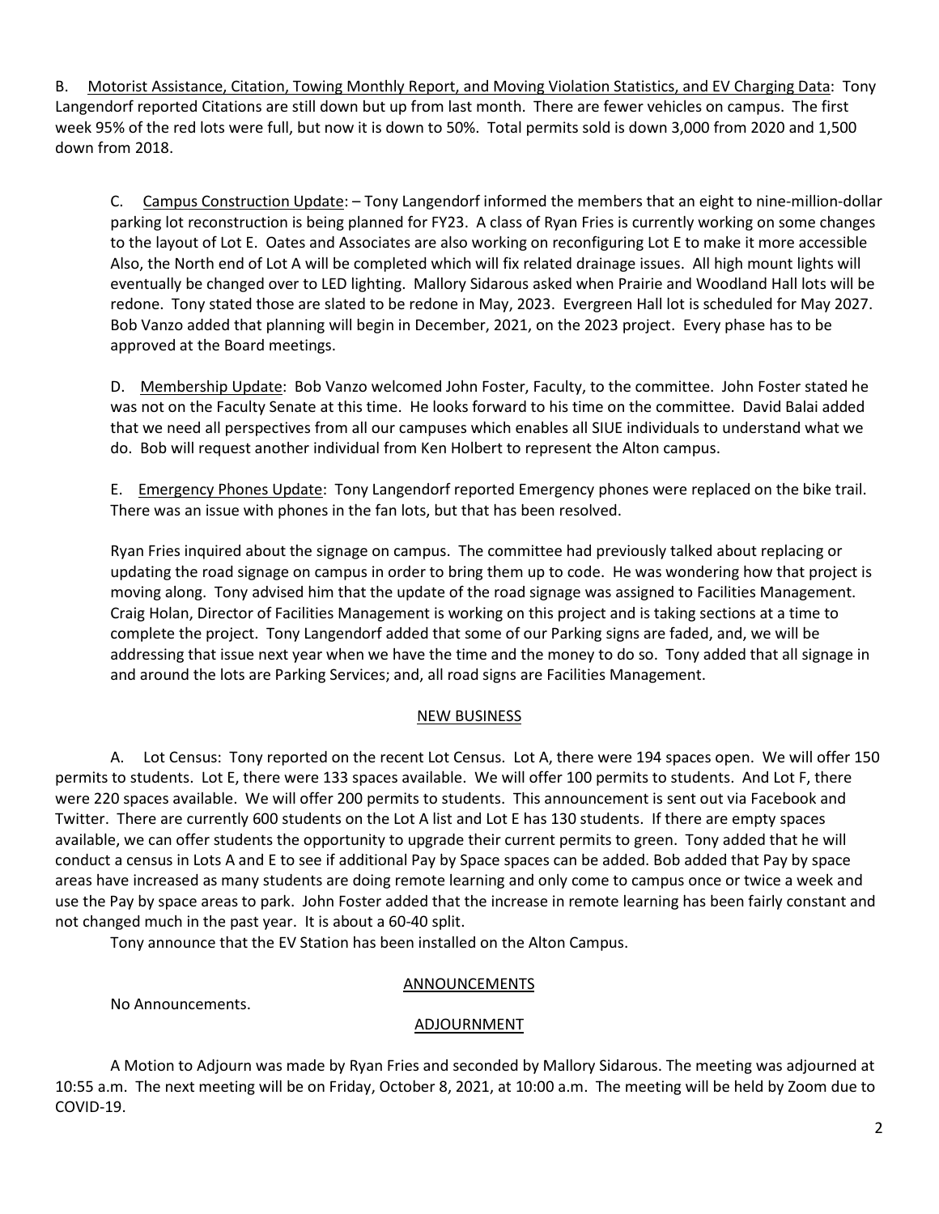B. Motorist Assistance, Citation, Towing Monthly Report, and Moving Violation Statistics, and EV Charging Data: Tony Langendorf reported Citations are still down but up from last month. There are fewer vehicles on campus. The first week 95% of the red lots were full, but now it is down to 50%. Total permits sold is down 3,000 from 2020 and 1,500 down from 2018.

C. Campus Construction Update: – Tony Langendorf informed the members that an eight to nine-million-dollar parking lot reconstruction is being planned for FY23. A class of Ryan Fries is currently working on some changes to the layout of Lot E. Oates and Associates are also working on reconfiguring Lot E to make it more accessible Also, the North end of Lot A will be completed which will fix related drainage issues. All high mount lights will eventually be changed over to LED lighting. Mallory Sidarous asked when Prairie and Woodland Hall lots will be redone. Tony stated those are slated to be redone in May, 2023. Evergreen Hall lot is scheduled for May 2027. Bob Vanzo added that planning will begin in December, 2021, on the 2023 project. Every phase has to be approved at the Board meetings.

D. Membership Update: Bob Vanzo welcomed John Foster, Faculty, to the committee. John Foster stated he was not on the Faculty Senate at this time. He looks forward to his time on the committee. David Balai added that we need all perspectives from all our campuses which enables all SIUE individuals to understand what we do. Bob will request another individual from Ken Holbert to represent the Alton campus.

E. Emergency Phones Update: Tony Langendorf reported Emergency phones were replaced on the bike trail. There was an issue with phones in the fan lots, but that has been resolved.

Ryan Fries inquired about the signage on campus. The committee had previously talked about replacing or updating the road signage on campus in order to bring them up to code. He was wondering how that project is moving along. Tony advised him that the update of the road signage was assigned to Facilities Management. Craig Holan, Director of Facilities Management is working on this project and is taking sections at a time to complete the project. Tony Langendorf added that some of our Parking signs are faded, and, we will be addressing that issue next year when we have the time and the money to do so. Tony added that all signage in and around the lots are Parking Services; and, all road signs are Facilities Management.

## NEW BUSINESS

A. Lot Census: Tony reported on the recent Lot Census. Lot A, there were 194 spaces open. We will offer 150 permits to students. Lot E, there were 133 spaces available. We will offer 100 permits to students. And Lot F, there were 220 spaces available. We will offer 200 permits to students. This announcement is sent out via Facebook and Twitter. There are currently 600 students on the Lot A list and Lot E has 130 students. If there are empty spaces available, we can offer students the opportunity to upgrade their current permits to green. Tony added that he will conduct a census in Lots A and E to see if additional Pay by Space spaces can be added. Bob added that Pay by space areas have increased as many students are doing remote learning and only come to campus once or twice a week and use the Pay by space areas to park. John Foster added that the increase in remote learning has been fairly constant and not changed much in the past year. It is about a 60-40 split.

Tony announce that the EV Station has been installed on the Alton Campus.

## ANNOUNCEMENTS

No Announcements.

## ADJOURNMENT

A Motion to Adjourn was made by Ryan Fries and seconded by Mallory Sidarous. The meeting was adjourned at 10:55 a.m. The next meeting will be on Friday, October 8, 2021, at 10:00 a.m. The meeting will be held by Zoom due to COVID-19.